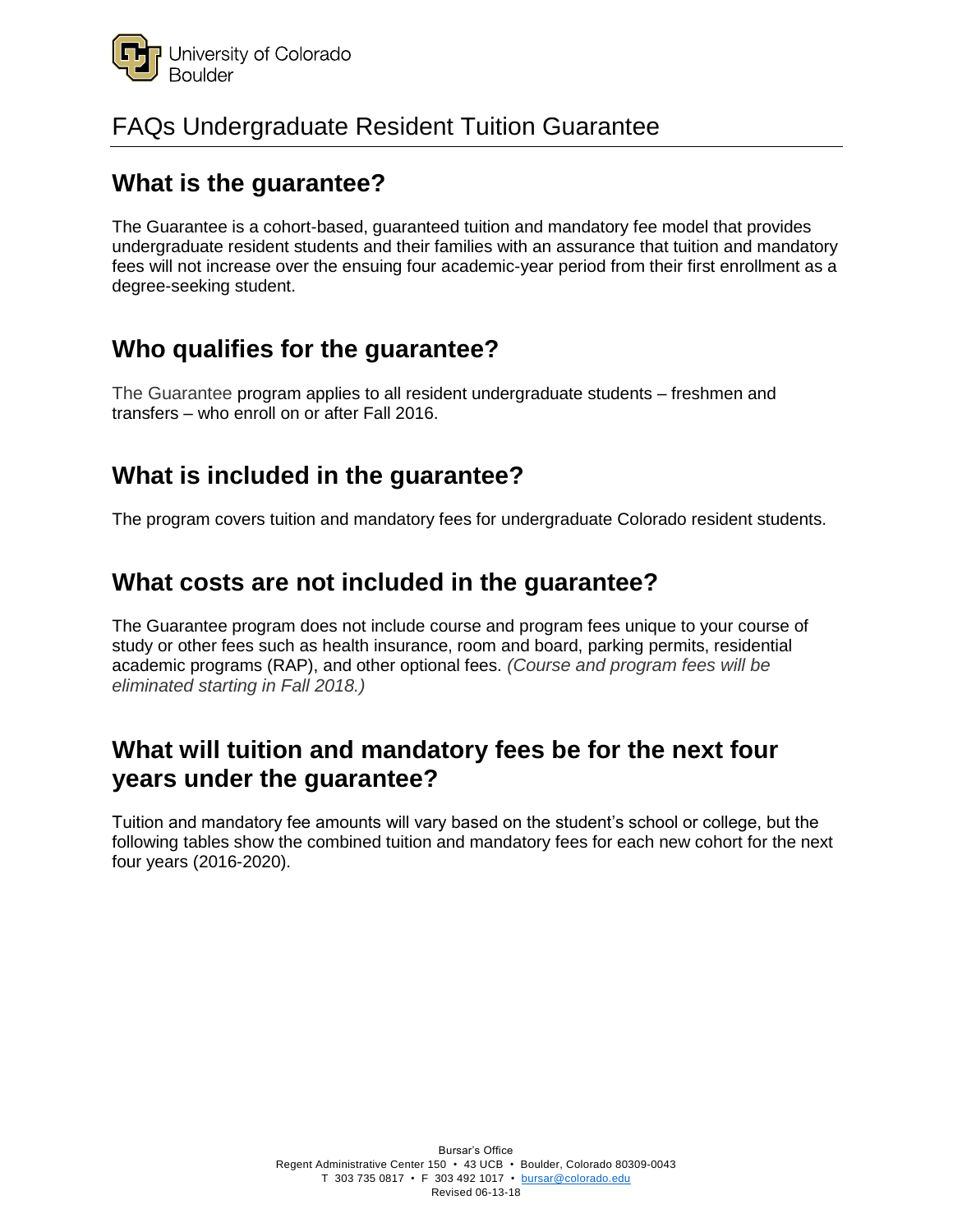University of Colorado Boulder

# FAQs Undergraduate Resident Tuition Guarantee

## What is the guarantee?

The Guarantee is a cohort-based, guaranteed tuition and mandatory fee model that provides undergraduate resident students and their families with an assurance that tuition and mandatory fees will not increase over the ensuing four academic-year period from their first enrollment as a degree-seeking student.

## Who qualifies for the guarantee?

The Guarantee program applies to all resident undergraduate students – freshmen and transfers – who enroll on or after Fall 2016.

## What is included in the guarantee?

The program covers tuition and mandatory fees for undergraduate Colorado resident students.

## What costs are not included in the guarantee?

The Guarantee program does not include course and program fees unique to your course of study or other fees such as health insurance, room and board, parking permits, residential academic programs (RAP), and other optional fees. *(Course and program fees will be eliminated starting in Fall 2018.)*

## What will tuition and mandatory fees be for the next four years under the guarantee?

Tuition and mandatory fee amounts will vary based on the student's school or college, but the following tables show the combined tuition and mandatory fees for each new cohort for the next four years (2016-2020).

Bursar's Office
Regent Administrative Center 150 • 43 UCB • Boulder, Colorado 80309-0043
T 303 735 0817 • F 303 492 1017 • bursar@colorado.edu
Revised 06-13-18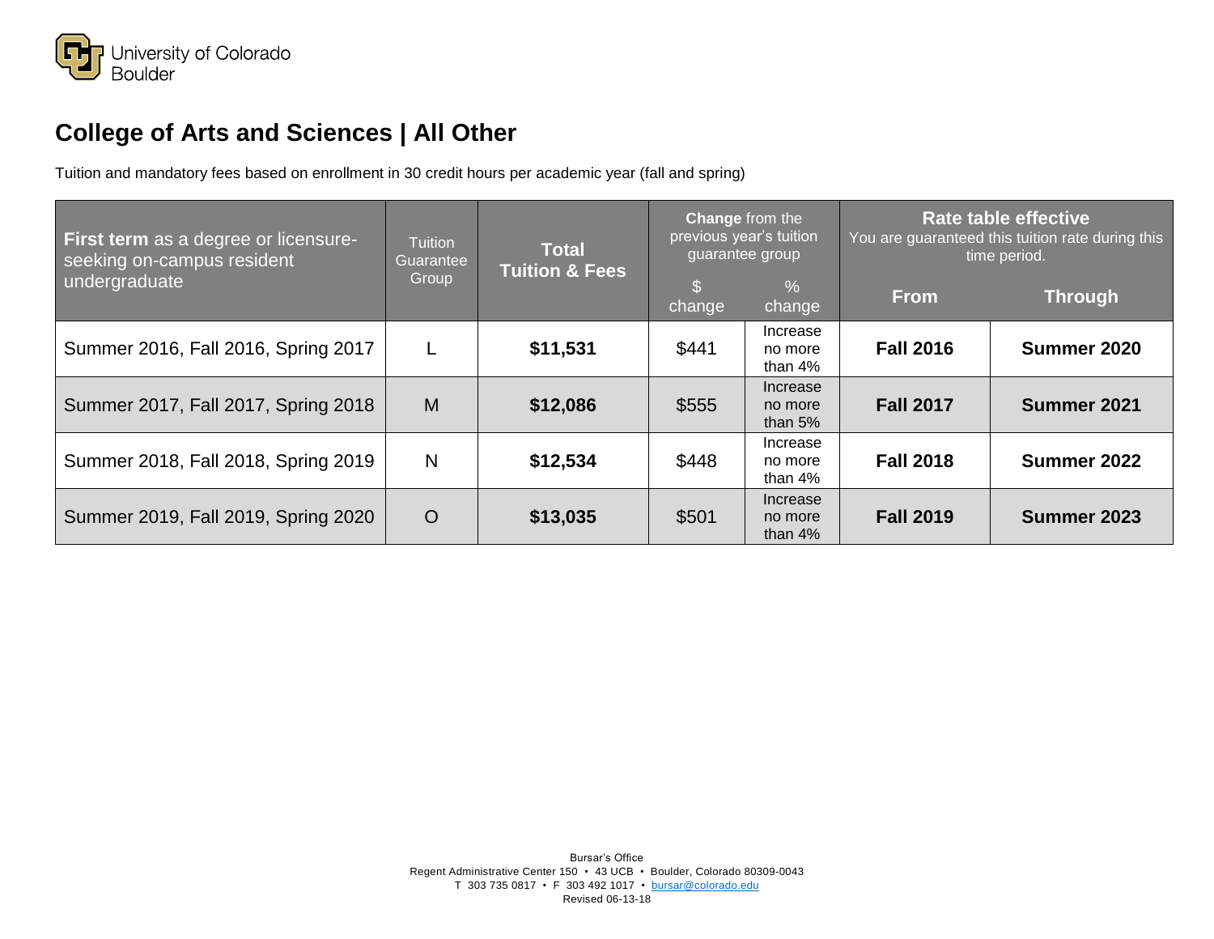University of Colorado
Boulder

# College of Arts and Sciences | All Other

Tuition and mandatory fees based on enrollment in 30 credit hours per academic year (fall and spring)

| **First term** as a degree or licensure-seeking on-campus resident undergraduate | Tuition Guarantee Group | **Total Tuition & Fees** | **Change** from the previous year's tuition guarantee group | | **Rate table effective** You are guaranteed this tuition rate during this time period. | |
|---|---|---|---|---|---|---|
| | | | $ change | % change | **From** | **Through** |
| Summer 2016, Fall 2016, Spring 2017 | L | **$11,531** | $441 | Increase no more than 4% | **Fall 2016** | **Summer 2020** |
| Summer 2017, Fall 2017, Spring 2018 | M | **$12,086** | $555 | Increase no more than 5% | **Fall 2017** | **Summer 2021** |
| Summer 2018, Fall 2018, Spring 2019 | N | **$12,534** | $448 | Increase no more than 4% | **Fall 2018** | **Summer 2022** |
| Summer 2019, Fall 2019, Spring 2020 | O | **$13,035** | $501 | Increase no more than 4% | **Fall 2019** | **Summer 2023** |

Bursar's Office
Regent Administrative Center 150 • 43 UCB • Boulder, Colorado 80309-0043
T 303 735 0817 • F 303 492 1017 • bursar@colorado.edu
Revised 06-13-18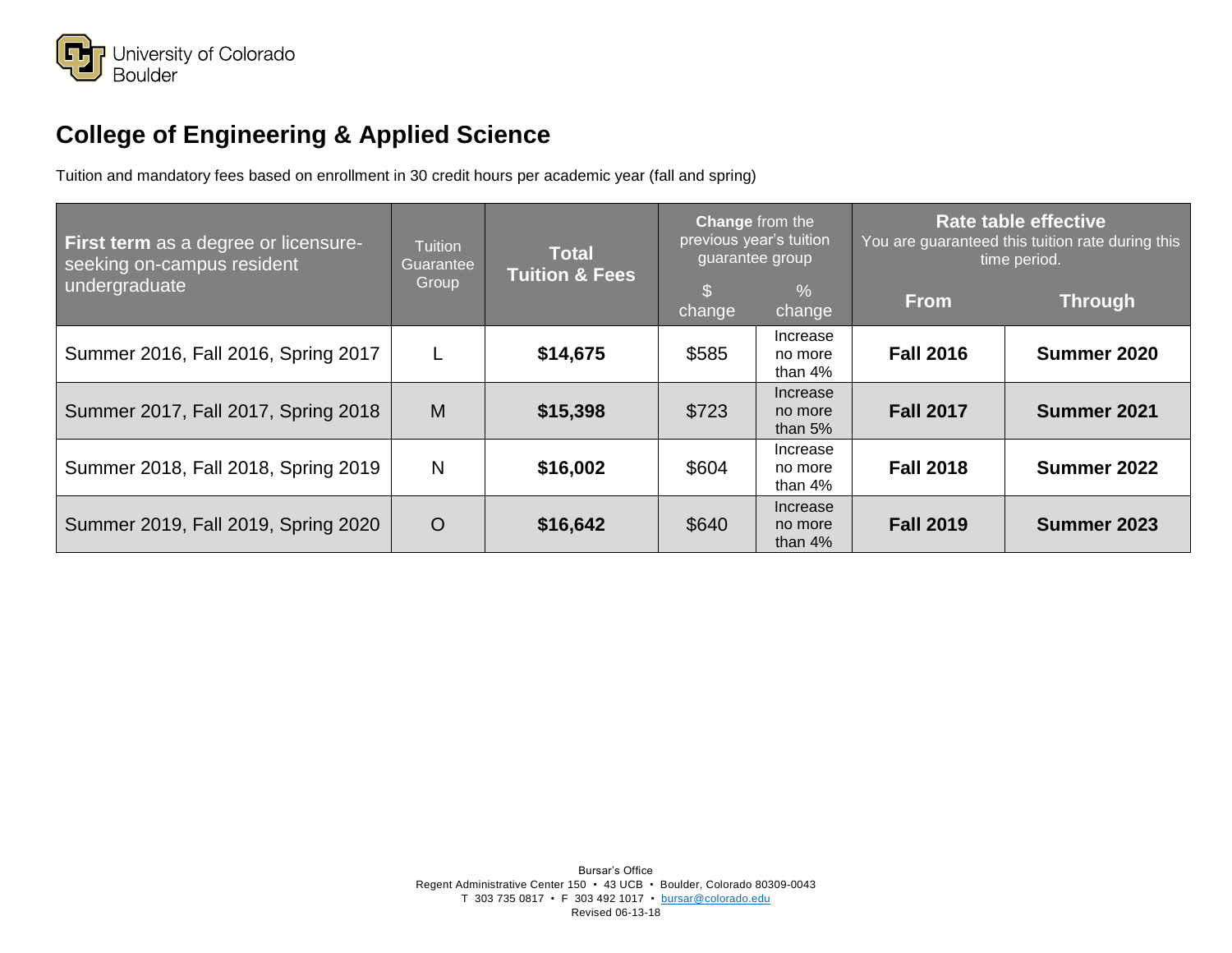University of Colorado Boulder

# College of Engineering & Applied Science

Tuition and mandatory fees based on enrollment in 30 credit hours per academic year (fall and spring)

| **First term** as a degree or licensure-seeking on-campus resident undergraduate | Tuition Guarantee Group | **Total Tuition & Fees** | **Change** from the previous year's tuition guarantee group | | **Rate table effective** You are guaranteed this tuition rate during this time period. | |
|---|---|---|---|---|---|---|
| | | | $ change | % change | **From** | **Through** |
| Summer 2016, Fall 2016, Spring 2017 | L | **$14,675** | $585 | Increase no more than 4% | **Fall 2016** | **Summer 2020** |
| Summer 2017, Fall 2017, Spring 2018 | M | **$15,398** | $723 | Increase no more than 5% | **Fall 2017** | **Summer 2021** |
| Summer 2018, Fall 2018, Spring 2019 | N | **$16,002** | $604 | Increase no more than 4% | **Fall 2018** | **Summer 2022** |
| Summer 2019, Fall 2019, Spring 2020 | O | **$16,642** | $640 | Increase no more than 4% | **Fall 2019** | **Summer 2023** |

Bursar's Office
Regent Administrative Center 150 • 43 UCB • Boulder, Colorado 80309-0043
T 303 735 0817 • F 303 492 1017 • bursar@colorado.edu
Revised 06-13-18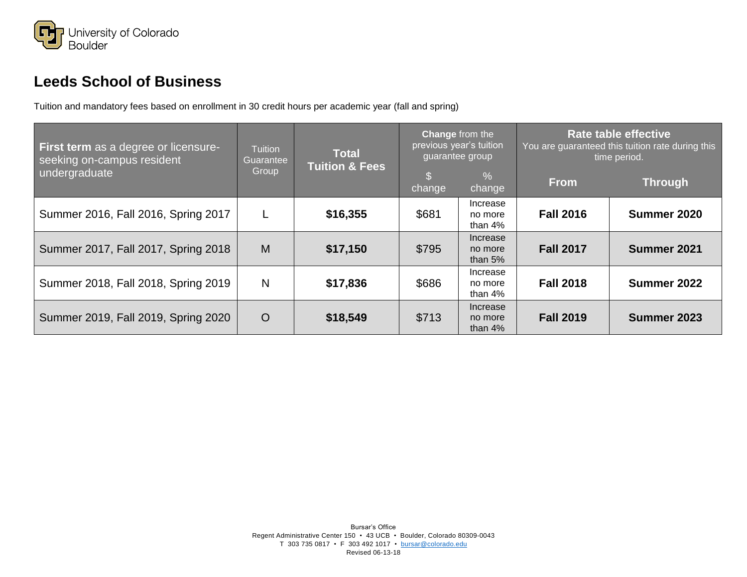University of Colorado Boulder

# Leeds School of Business

Tuition and mandatory fees based on enrollment in 30 credit hours per academic year (fall and spring)

| **First term** as a degree or licensure-seeking on-campus resident undergraduate | Tuition Guarantee Group | **Total Tuition & Fees** | **Change** from the previous year's tuition guarantee group | | **Rate table effective** You are guaranteed this tuition rate during this time period. | |
|---|---|---|---|---|---|---|
| | | | $ change | % change | **From** | **Through** |
| Summer 2016, Fall 2016, Spring 2017 | L | **$16,355** | $681 | Increase no more than 4% | **Fall 2016** | **Summer 2020** |
| Summer 2017, Fall 2017, Spring 2018 | M | **$17,150** | $795 | Increase no more than 5% | **Fall 2017** | **Summer 2021** |
| Summer 2018, Fall 2018, Spring 2019 | N | **$17,836** | $686 | Increase no more than 4% | **Fall 2018** | **Summer 2022** |
| Summer 2019, Fall 2019, Spring 2020 | O | **$18,549** | $713 | Increase no more than 4% | **Fall 2019** | **Summer 2023** |

Bursar's Office
Regent Administrative Center 150 • 43 UCB • Boulder, Colorado 80309-0043
T 303 735 0817 • F 303 492 1017 • bursar@colorado.edu
Revised 06-13-18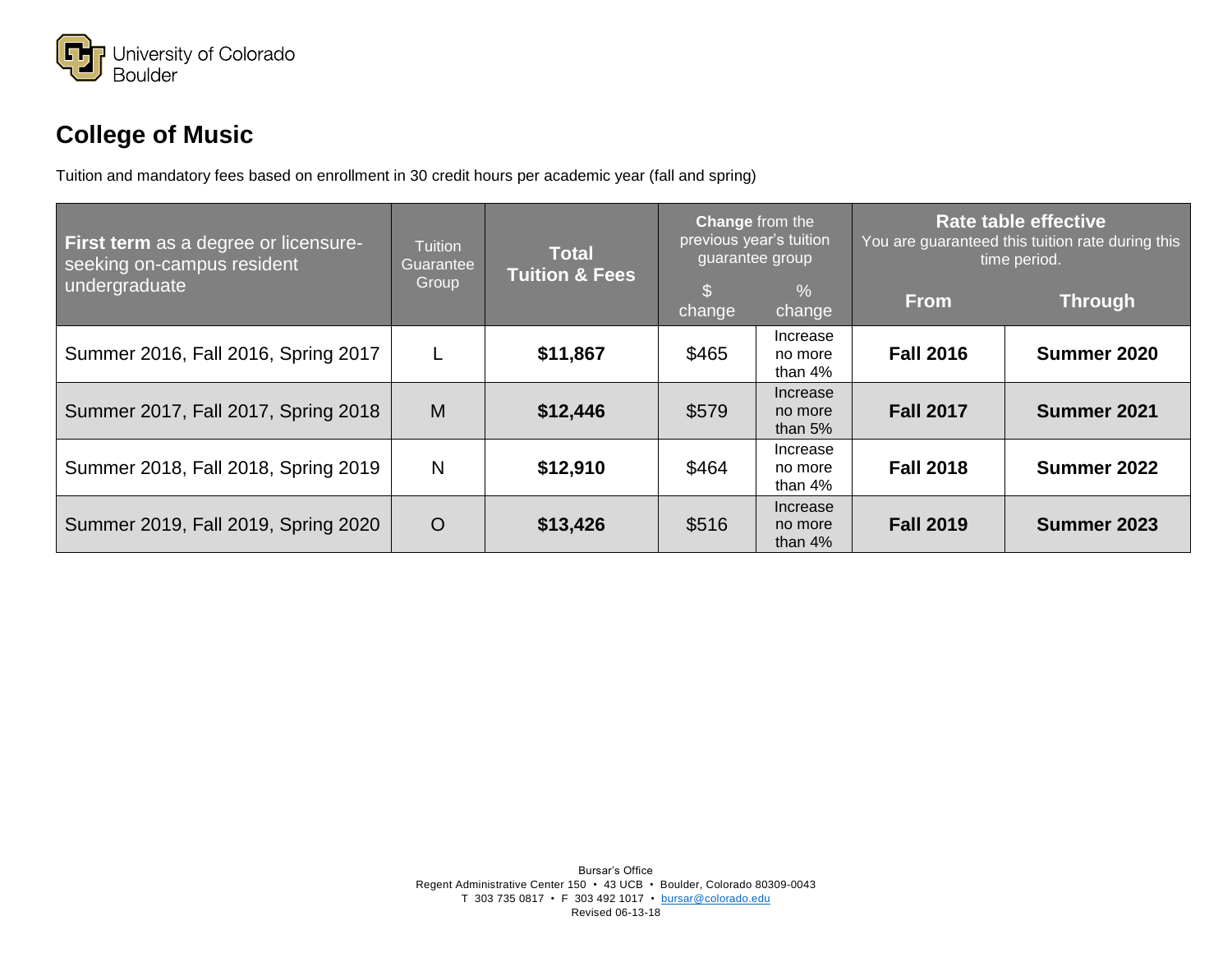University of Colorado Boulder

# College of Music

Tuition and mandatory fees based on enrollment in 30 credit hours per academic year (fall and spring)

| **First term** as a degree or licensure-seeking on-campus resident undergraduate | Tuition Guarantee Group | **Total Tuition & Fees** | **Change** from the previous year's tuition guarantee group | | **Rate table effective** You are guaranteed this tuition rate during this time period. | |
|---|---|---|---|---|---|---|
| | | | $ change | % change | **From** | **Through** |
| Summer 2016, Fall 2016, Spring 2017 | L | **$11,867** | $465 | Increase no more than 4% | **Fall 2016** | **Summer 2020** |
| Summer 2017, Fall 2017, Spring 2018 | M | **$12,446** | $579 | Increase no more than 5% | **Fall 2017** | **Summer 2021** |
| Summer 2018, Fall 2018, Spring 2019 | N | **$12,910** | $464 | Increase no more than 4% | **Fall 2018** | **Summer 2022** |
| Summer 2019, Fall 2019, Spring 2020 | O | **$13,426** | $516 | Increase no more than 4% | **Fall 2019** | **Summer 2023** |

Bursar's Office
Regent Administrative Center 150 • 43 UCB • Boulder, Colorado 80309-0043
T 303 735 0817 • F 303 492 1017 • bursar@colorado.edu
Revised 06-13-18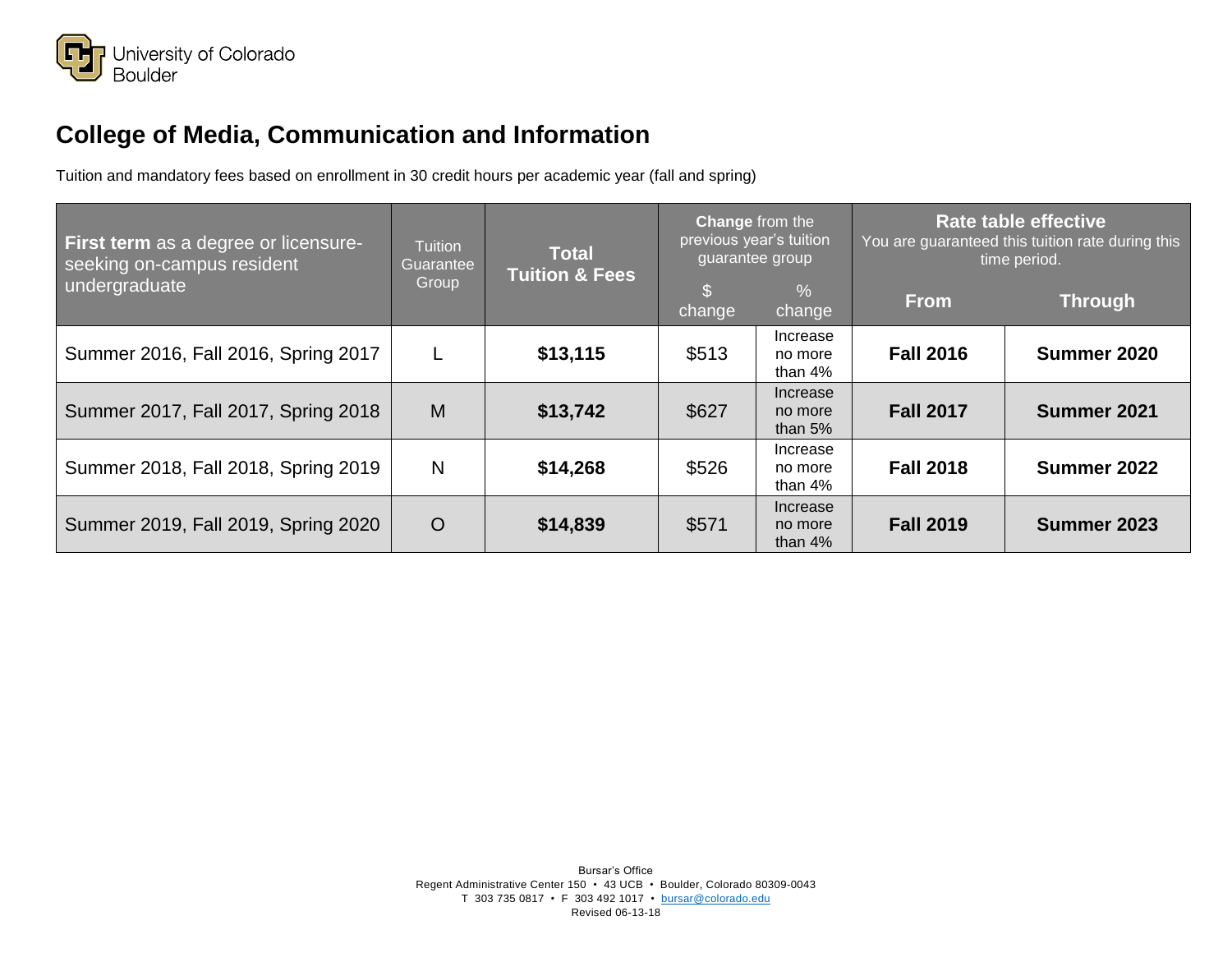University of Colorado Boulder

# College of Media, Communication and Information

Tuition and mandatory fees based on enrollment in 30 credit hours per academic year (fall and spring)

| **First term** as a degree or licensure-seeking on-campus resident undergraduate | Tuition Guarantee Group | **Total Tuition & Fees** | **Change** from the previous year's tuition guarantee group | | **Rate table effective** You are guaranteed this tuition rate during this time period. | |
|---|---|---|---|---|---|---|
| | | | $ change | % change | **From** | **Through** |
| Summer 2016, Fall 2016, Spring 2017 | L | **$13,115** | $513 | Increase no more than 4% | **Fall 2016** | **Summer 2020** |
| Summer 2017, Fall 2017, Spring 2018 | M | **$13,742** | $627 | Increase no more than 5% | **Fall 2017** | **Summer 2021** |
| Summer 2018, Fall 2018, Spring 2019 | N | **$14,268** | $526 | Increase no more than 4% | **Fall 2018** | **Summer 2022** |
| Summer 2019, Fall 2019, Spring 2020 | O | **$14,839** | $571 | Increase no more than 4% | **Fall 2019** | **Summer 2023** |

Bursar's Office
Regent Administrative Center 150 • 43 UCB • Boulder, Colorado 80309-0043
T 303 735 0817 • F 303 492 1017 • bursar@colorado.edu
Revised 06-13-18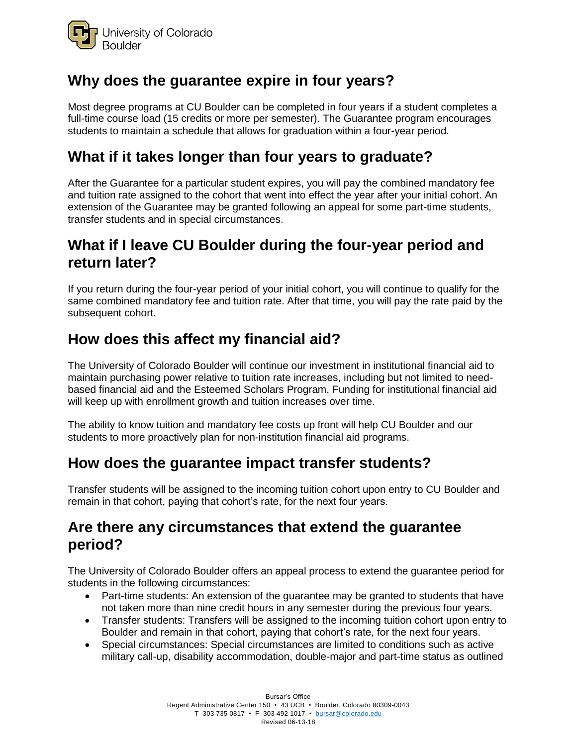## Why does the guarantee expire in four years?

Most degree programs at CU Boulder can be completed in four years if a student completes a full-time course load (15 credits or more per semester). The Guarantee program encourages students to maintain a schedule that allows for graduation within a four-year period.

## What if it takes longer than four years to graduate?

After the Guarantee for a particular student expires, you will pay the combined mandatory fee and tuition rate assigned to the cohort that went into effect the year after your initial cohort. An extension of the Guarantee may be granted following an appeal for some part-time students, transfer students and in special circumstances.

## What if I leave CU Boulder during the four-year period and return later?

If you return during the four-year period of your initial cohort, you will continue to qualify for the same combined mandatory fee and tuition rate. After that time, you will pay the rate paid by the subsequent cohort.

## How does this affect my financial aid?

The University of Colorado Boulder will continue our investment in institutional financial aid to maintain purchasing power relative to tuition rate increases, including but not limited to need-based financial aid and the Esteemed Scholars Program. Funding for institutional financial aid will keep up with enrollment growth and tuition increases over time.

The ability to know tuition and mandatory fee costs up front will help CU Boulder and our students to more proactively plan for non-institution financial aid programs.

## How does the guarantee impact transfer students?

Transfer students will be assigned to the incoming tuition cohort upon entry to CU Boulder and remain in that cohort, paying that cohort's rate, for the next four years.

## Are there any circumstances that extend the guarantee period?

The University of Colorado Boulder offers an appeal process to extend the guarantee period for students in the following circumstances:

- Part-time students: An extension of the guarantee may be granted to students that have not taken more than nine credit hours in any semester during the previous four years.
- Transfer students: Transfers will be assigned to the incoming tuition cohort upon entry to Boulder and remain in that cohort, paying that cohort's rate, for the next four years.
- Special circumstances: Special circumstances are limited to conditions such as active military call-up, disability accommodation, double-major and part-time status as outlined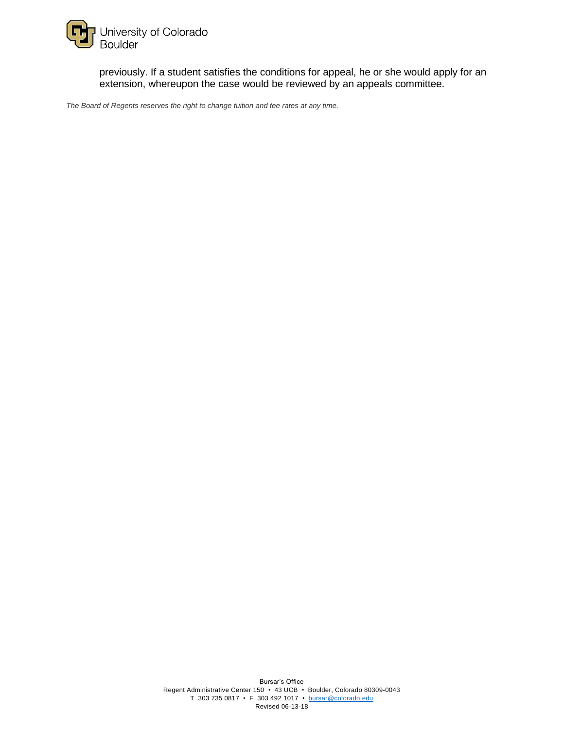previously. If a student satisfies the conditions for appeal, he or she would apply for an extension, whereupon the case would be reviewed by an appeals committee.

*The Board of Regents reserves the right to change tuition and fee rates at any time.*